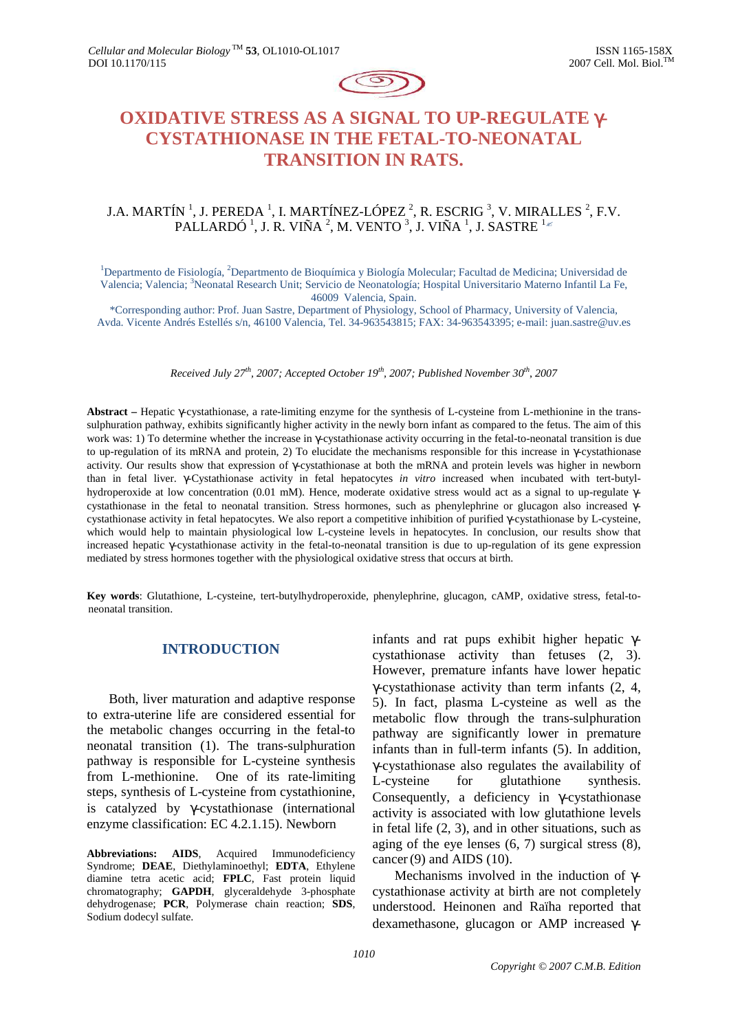# OXIDATIVE STRESS AS A SIGNAL TO UP-REGULATE γ-CYSTATHIONASE IN THE FETAL-TO-NEONATAL TRANSITION IN RATS.

J.A. MARTÍN [1], J. PEREDA [1], I. MARTÍNEZ-LÓPEZ [2], R. ESCRIG [3], V. MIRALLES [2], F.V. PALLARDÓ [1], J. R. VIÑA [2], M. VENTO [3], J. VIÑA [1], J. SASTRE [1]✉

[1]Departmento de Fisiología, [2]Departmento de Bioquímica y Biología Molecular; Facultad de Medicina; Universidad de Valencia; Valencia; [3]Neonatal Research Unit; Servicio de Neonatología; Hospital Universitario Materno Infantil La Fe, 46009 Valencia, Spain.

*Corresponding author: Prof. Juan Sastre, Department of Physiology, School of Pharmacy, University of Valencia, Avda. Vicente Andrés Estellés s/n, 46100 Valencia, Tel. 34-963543815; FAX: 34-963543395; e-mail: juan.sastre@uv.es

*Received July 27th, 2007; Accepted October 19th, 2007; Published November 30th, 2007*

**Abstract –** Hepatic γ-cystathionase, a rate-limiting enzyme for the synthesis of L-cysteine from L-methionine in the trans-sulphuration pathway, exhibits significantly higher activity in the newly born infant as compared to the fetus. The aim of this work was: 1) To determine whether the increase in γ-cystathionase activity occurring in the fetal-to-neonatal transition is due to up-regulation of its mRNA and protein, 2) To elucidate the mechanisms responsible for this increase in γ-cystathionase activity. Our results show that expression of γ-cystathionase at both the mRNA and protein levels was higher in newborn than in fetal liver. γ-Cystathionase activity in fetal hepatocytes *in vitro* increased when incubated with tert-butyl-hydroperoxide at low concentration (0.01 mM). Hence, moderate oxidative stress would act as a signal to up-regulate γ-cystathionase in the fetal to neonatal transition. Stress hormones, such as phenylephrine or glucagon also increased γ-cystathionase activity in fetal hepatocytes. We also report a competitive inhibition of purified γ-cystathionase by L-cysteine, which would help to maintain physiological low L-cysteine levels in hepatocytes. In conclusion, our results show that increased hepatic γ-cystathionase activity in the fetal-to-neonatal transition is due to up-regulation of its gene expression mediated by stress hormones together with the physiological oxidative stress that occurs at birth.

**Key words**: Glutathione, L-cysteine, tert-butylhydroperoxide, phenylephrine, glucagon, cAMP, oxidative stress, fetal-to-neonatal transition.

## INTRODUCTION

Both, liver maturation and adaptive response to extra-uterine life are considered essential for the metabolic changes occurring in the fetal-to neonatal transition (1). The trans-sulphuration pathway is responsible for L-cysteine synthesis from L-methionine. One of its rate-limiting steps, synthesis of L-cysteine from cystathionine, is catalyzed by γ-cystathionase (international enzyme classification: EC 4.2.1.15). Newborn infants and rat pups exhibit higher hepatic γ-cystathionase activity than fetuses (2, 3). However, premature infants have lower hepatic γ-cystathionase activity than term infants (2, 4, 5). In fact, plasma L-cysteine as well as the metabolic flow through the trans-sulphuration pathway are significantly lower in premature infants than in full-term infants (5). In addition, γ-cystathionase also regulates the availability of L-cysteine for glutathione synthesis. Consequently, a deficiency in γ-cystathionase activity is associated with low glutathione levels in fetal life (2, 3), and in other situations, such as aging of the eye lenses (6, 7) surgical stress (8), cancer (9) and AIDS (10).

Mechanisms involved in the induction of γ-cystathionase activity at birth are not completely understood. Heinonen and Raïha reported that dexamethasone, glucagon or AMP increased γ-

**Abbreviations: AIDS**, Acquired Immunodeficiency Syndrome; **DEAE**, Diethylaminoethyl; **EDTA**, Ethylene diamine tetra acetic acid; **FPLC**, Fast protein liquid chromatography; **GAPDH**, glyceraldehyde 3-phosphate dehydrogenase; **PCR**, Polymerase chain reaction; **SDS**, Sodium dodecyl sulfate.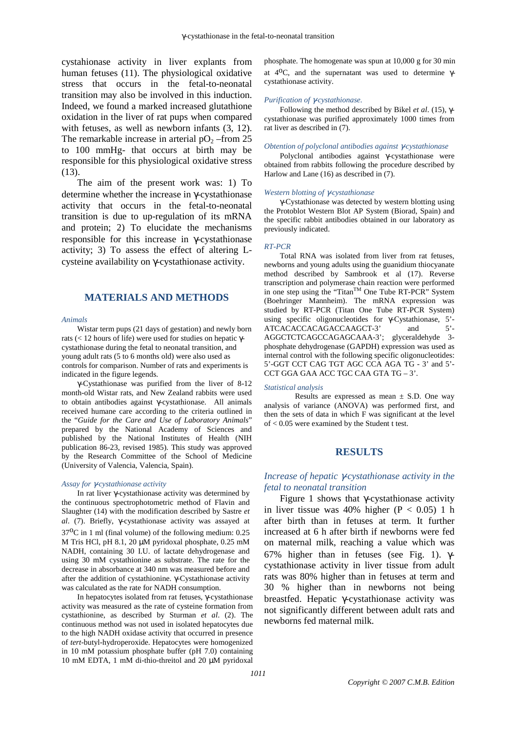cystahionase activity in liver explants from human fetuses (11). The physiological oxidative stress that occurs in the fetal-to-neonatal transition may also be involved in this induction. Indeed, we found a marked increased glutathione oxidation in the liver of rat pups when compared with fetuses, as well as newborn infants (3, 12). The remarkable increase in arterial $pO_2$ –from 25 to 100 mmHg- that occurs at birth may be responsible for this physiological oxidative stress (13).

The aim of the present work was: 1) To determine whether the increase in γ-cystathionase activity that occurs in the fetal-to-neonatal transition is due to up-regulation of its mRNA and protein; 2) To elucidate the mechanisms responsible for this increase in γ-cystathionase activity; 3) To assess the effect of altering L-cysteine availability on γ-cystathionase activity.

## MATERIALS AND METHODS

*Animals*

Wistar term pups (21 days of gestation) and newly born rats (< 12 hours of life) were used for studies on hepatic γ-cystathionase during the fetal to neonatal transition, and young adult rats (5 to 6 months old) were also used as controls for comparison. Number of rats and experiments is indicated in the figure legends.

γ-Cystathionase was purified from the liver of 8-12 month-old Wistar rats, and New Zealand rabbits were used to obtain antibodies against γ-cystathionase. All animals received humane care according to the criteria outlined in the "*Guide for the Care and Use of Laboratory Animals*" prepared by the National Academy of Sciences and published by the National Institutes of Health (NIH publication 86-23, revised 1985). This study was approved by the Research Committee of the School of Medicine (University of Valencia, Valencia, Spain).

*Assay for γ-cystathionase activity*

In rat liver γ-cystathionase activity was determined by the continuous spectrophotometric method of Flavin and Slaughter (14) with the modification described by Sastre *et al*. (7). Briefly, γ-cystathionase activity was assayed at 37°C in 1 ml (final volume) of the following medium: 0.25 M Tris HCl, pH 8.1, 20 µM pyridoxal phosphate, 0.25 mM NADH, containing 30 I.U. of lactate dehydrogenase and using 30 mM cystathionine as substrate. The rate for the decrease in absorbance at 340 nm was measured before and after the addition of cystathionine. γ-Cystathionase activity was calculated as the rate for NADH consumption.

In hepatocytes isolated from rat fetuses, γ-cystathionase activity was measured as the rate of cysteine formation from cystathionine, as described by Sturman *et al*. (2). The continuous method was not used in isolated hepatocytes due to the high NADH oxidase activity that occurred in presence of *tert*-butyl-hydroperoxide. Hepatocytes were homogenized in 10 mM potassium phosphate buffer (pH 7.0) containing 10 mM EDTA, 1 mM di-thio-threitol and 20 µM pyridoxal phosphate. The homogenate was spun at 10,000 g for 30 min at 4°C, and the supernatant was used to determine γ-cystathionase activity.

*Purification of γ-cystathionase.*

Following the method described by Bikel *et al*. (15), γ-cystathionase was purified approximately 1000 times from rat liver as described in (7).

*Obtention of polyclonal antibodies against γ-cystathionase*

Polyclonal antibodies against γ-cystathionase were obtained from rabbits following the procedure described by Harlow and Lane (16) as described in (7).

*Western blotting of γ-cystathionase*

γ-Cystathionase was detected by western blotting using the Protoblot Western Blot AP System (Biorad, Spain) and the specific rabbit antibodies obtained in our laboratory as previously indicated.

*RT-PCR*

Total RNA was isolated from liver from rat fetuses, newborns and young adults using the guanidium thiocyanate method described by Sambrook et al (17). Reverse transcription and polymerase chain reaction were performed in one step using the "Titan™ One Tube RT-PCR" System (Boehringer Mannheim). The mRNA expression was studied by RT-PCR (Titan One Tube RT-PCR System) using specific oligonucleotides for γ-Cystathionase, 5'-ATCACACCACAGACCAAGCT-3' and 5'-AGGCTCTCAGCCAGAGCAAA-3'; glyceraldehyde 3-phosphate dehydrogenase (GAPDH) expression was used as internal control with the following specific oligonucleotides: 5'-GGT CCT CAG TGT AGC CCA AGA TG - 3' and 5'-CCT GGA GAA ACC TGC CAA GTA TG – 3'.

*Statistical analysis*

Results are expressed as mean ± S.D. One way analysis of variance (ANOVA) was performed first, and then the sets of data in which F was significant at the level of < 0.05 were examined by the Student t test.

## RESULTS

### *Increase of hepatic γ-cystathionase activity in the fetal to neonatal transition*

Figure 1 shows that γ-cystathionase activity in liver tissue was 40% higher ($P < 0.05$) 1 h after birth than in fetuses at term. It further increased at 6 h after birth if newborns were fed on maternal milk, reaching a value which was 67% higher than in fetuses (see Fig. 1). γ-cystathionase activity in liver tissue from adult rats was 80% higher than in fetuses at term and 30 % higher than in newborns not being breastfed. Hepatic γ-cystathionase activity was not significantly different between adult rats and newborns fed maternal milk.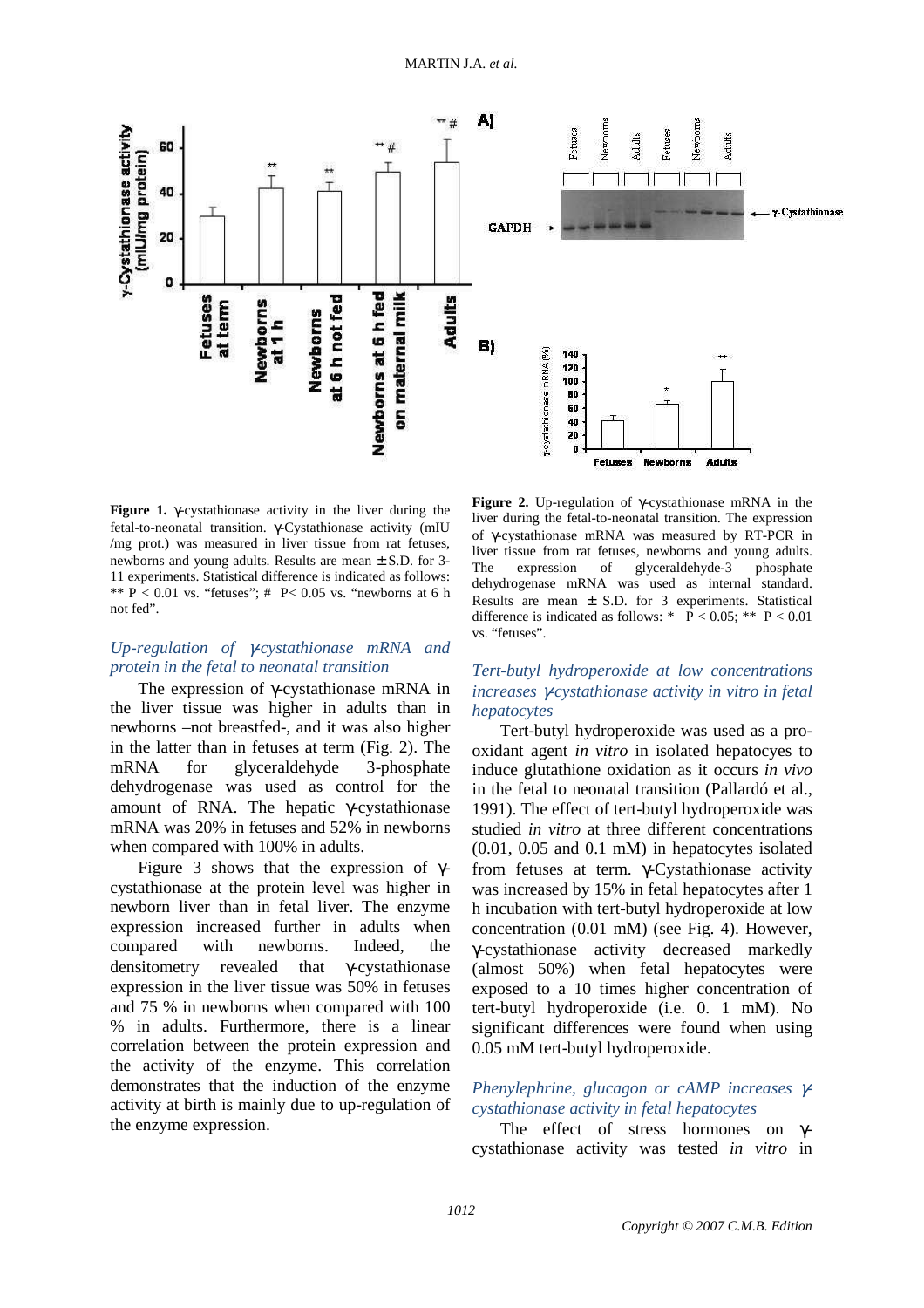**Figure 1.** γ-cystathionase activity in the liver during the fetal-to-neonatal transition. γ-Cystathionase activity (mIU /mg prot.) was measured in liver tissue from rat fetuses, newborns and young adults. Results are mean ± S.D. for 3-11 experiments. Statistical difference is indicated as follows: ** P < 0.01 vs. "fetuses"; # P< 0.05 vs. "newborns at 6 h not fed".

### *Up-regulation of γ-cystathionase mRNA and protein in the fetal to neonatal transition*

The expression of γ-cystathionase mRNA in the liver tissue was higher in adults than in newborns –not breastfed-, and it was also higher in the latter than in fetuses at term (Fig. 2). The mRNA for glyceraldehyde 3-phosphate dehydrogenase was used as control for the amount of RNA. The hepatic γ-cystathionase mRNA was 20% in fetuses and 52% in newborns when compared with 100% in adults.

Figure 3 shows that the expression of γ-cystathionase at the protein level was higher in newborn liver than in fetal liver. The enzyme expression increased further in adults when compared with newborns. Indeed, the densitometry revealed that γ-cystathionase expression in the liver tissue was 50% in fetuses and 75 % in newborns when compared with 100 % in adults. Furthermore, there is a linear correlation between the protein expression and the activity of the enzyme. This correlation demonstrates that the induction of the enzyme activity at birth is mainly due to up-regulation of the enzyme expression.

**Figure 2.** Up-regulation of γ-cystathionase mRNA in the liver during the fetal-to-neonatal transition. The expression of γ-cystathionase mRNA was measured by RT-PCR in liver tissue from rat fetuses, newborns and young adults. The expression of glyceraldehyde-3 phosphate dehydrogenase mRNA was used as internal standard. Results are mean ± S.D. for 3 experiments. Statistical difference is indicated as follows: * P < 0.05; ** P < 0.01 vs. "fetuses".

### *Tert-butyl hydroperoxide at low concentrations increases γ-cystathionase activity in vitro in fetal hepatocytes*

Tert-butyl hydroperoxide was used as a pro-oxidant agent *in vitro* in isolated hepatocyes to induce glutathione oxidation as it occurs *in vivo* in the fetal to neonatal transition (Pallardó et al., 1991). The effect of tert-butyl hydroperoxide was studied *in vitro* at three different concentrations (0.01, 0.05 and 0.1 mM) in hepatocytes isolated from fetuses at term. γ-Cystathionase activity was increased by 15% in fetal hepatocytes after 1 h incubation with tert-butyl hydroperoxide at low concentration (0.01 mM) (see Fig. 4). However, γ-cystathionase activity decreased markedly (almost 50%) when fetal hepatocytes were exposed to a 10 times higher concentration of tert-butyl hydroperoxide (i.e. 0. 1 mM). No significant differences were found when using 0.05 mM tert-butyl hydroperoxide.

### *Phenylephrine, glucagon or cAMP increases γ-cystathionase activity in fetal hepatocytes*

The effect of stress hormones on γ-cystathionase activity was tested *in vitro* in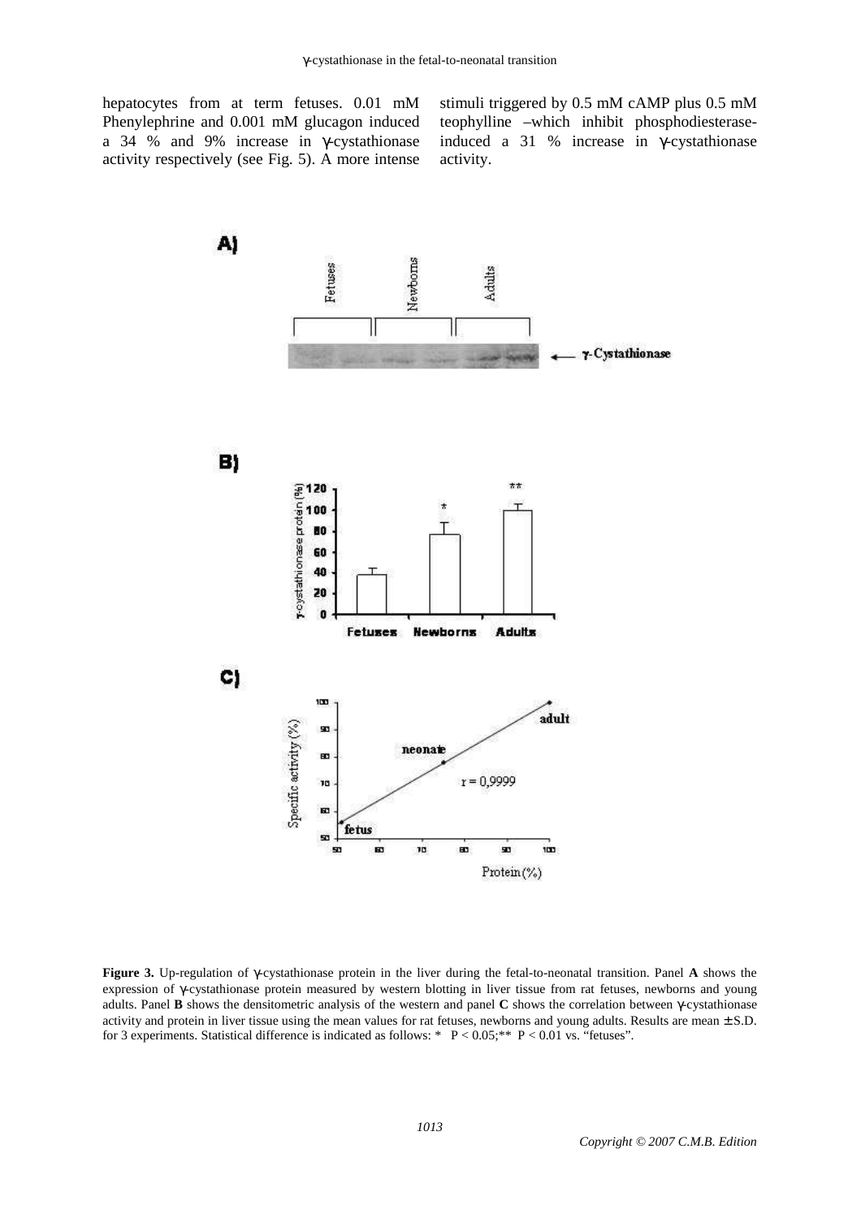hepatocytes from at term fetuses. 0.01 mM Phenylephrine and 0.001 mM glucagon induced a 34 % and 9% increase in γ-cystathionase activity respectively (see Fig. 5). A more intense stimuli triggered by 0.5 mM cAMP plus 0.5 mM teophylline –which inhibit phosphodiesterase- induced a 31 % increase in γ-cystathionase activity.

**Figure 3.** Up-regulation of γ-cystathionase protein in the liver during the fetal-to-neonatal transition. Panel **A** shows the expression of γ-cystathionase protein measured by western blotting in liver tissue from rat fetuses, newborns and young adults. Panel **B** shows the densitometric analysis of the western and panel **C** shows the correlation between γ-cystathionase activity and protein in liver tissue using the mean values for rat fetuses, newborns and young adults. Results are mean ± S.D. for 3 experiments. Statistical difference is indicated as follows: * $P < 0.05$; ** $P < 0.01$ vs. "fetuses".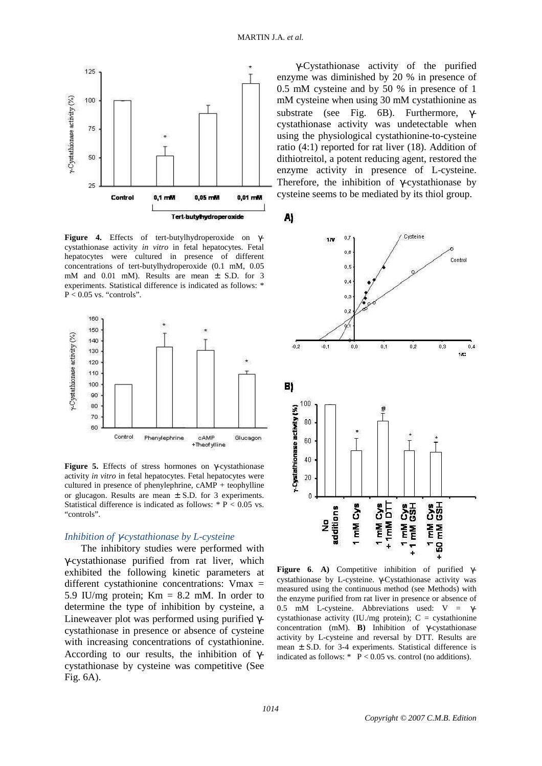Figure 4. Effects of tert-butylhydroperoxide on γ-cystathionase activity *in vitro* in fetal hepatocytes. Fetal hepatocytes were cultured in presence of different concentrations of tert-butylhydroperoxide (0.1 mM, 0.05 mM and 0.01 mM). Results are mean ± S.D. for 3 experiments. Statistical difference is indicated as follows: * $P < 0.05$ vs. "controls".

**Figure 5.** Effects of stress hormones on γ-cystathionase activity *in vitro* in fetal hepatocytes. Fetal hepatocytes were cultured in presence of phenylephrine, cAMP + teophylline or glucagon. Results are mean ± S.D. for 3 experiments. Statistical difference is indicated as follows: * $P < 0.05$ vs. "controls".

### *Inhibition of γ-cystathionase by L-cysteine*

The inhibitory studies were performed with γ-cystathionase purified from rat liver, which exhibited the following kinetic parameters at different cystathionine concentrations: Vmax = 5.9 IU/mg protein; Km = 8.2 mM. In order to determine the type of inhibition by cysteine, a Lineweaver plot was performed using purified γ-cystathionase in presence or absence of cysteine with increasing concentrations of cystathionine. According to our results, the inhibition of γ-cystathionase by cysteine was competitive (See Fig. 6A).

γ-Cystathionase activity of the purified enzyme was diminished by 20 % in presence of 0.5 mM cysteine and by 50 % in presence of 1 mM cysteine when using 30 mM cystathionine as substrate (see Fig. 6B). Furthermore, γ-cystathionase activity was undetectable when using the physiological cystathionine-to-cysteine ratio (4:1) reported for rat liver (18). Addition of dithiotreitol, a potent reducing agent, restored the enzyme activity in presence of L-cysteine. Therefore, the inhibition of γ-cystathionase by cysteine seems to be mediated by its thiol group.

**Figure 6**. **A)** Competitive inhibition of purified γ-cystathionase by L-cysteine. γ-Cystathionase activity was measured using the continuous method (see Methods) with the enzyme purified from rat liver in presence or absence of 0.5 mM L-cysteine. Abbreviations used: V = γ-cystathionase activity (IU./mg protein); C = cystathionine concentration (mM). **B)** Inhibition of γ-cystathionase activity by L-cysteine and reversal by DTT. Results are mean ± S.D. for 3-4 experiments. Statistical difference is indicated as follows: * $P < 0.05$ vs. control (no additions).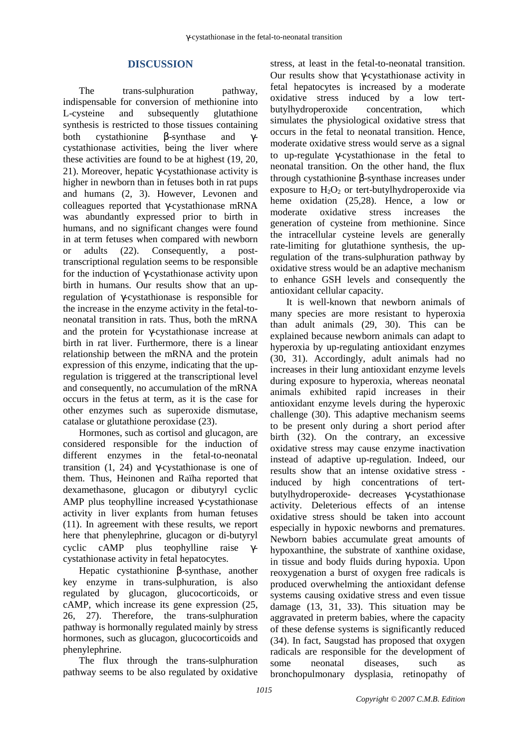## DISCUSSION

The trans-sulphuration pathway, indispensable for conversion of methionine into L-cysteine and subsequently glutathione synthesis is restricted to those tissues containing both cystathionine β-synthase and γ-cystathionase activities, being the liver where these activities are found to be at highest (19, 20, 21). Moreover, hepatic γ-cystathionase activity is higher in newborn than in fetuses both in rat pups and humans (2, 3). However, Levonen and colleagues reported that γ-cystathionase mRNA was abundantly expressed prior to birth in humans, and no significant changes were found in at term fetuses when compared with newborn or adults (22). Consequently, a post-transcriptional regulation seems to be responsible for the induction of γ-cystathionase activity upon birth in humans. Our results show that an up-regulation of γ-cystathionase is responsible for the increase in the enzyme activity in the fetal-to-neonatal transition in rats. Thus, both the mRNA and the protein for γ-cystathionase increase at birth in rat liver. Furthermore, there is a linear relationship between the mRNA and the protein expression of this enzyme, indicating that the up-regulation is triggered at the transcriptional level and consequently, no accumulation of the mRNA occurs in the fetus at term, as it is the case for other enzymes such as superoxide dismutase, catalase or glutathione peroxidase (23).

Hormones, such as cortisol and glucagon, are considered responsible for the induction of different enzymes in the fetal-to-neonatal transition (1, 24) and γ-cystathionase is one of them. Thus, Heinonen and Raïha reported that dexamethasone, glucagon or dibutyryl cyclic AMP plus teophylline increased γ-cystathionase activity in liver explants from human fetuses (11). In agreement with these results, we report here that phenylephrine, glucagon or di-butyryl cyclic cAMP plus teophylline raise γ-cystathionase activity in fetal hepatocytes.

Hepatic cystathionine β-synthase, another key enzyme in trans-sulphuration, is also regulated by glucagon, glucocorticoids, or cAMP, which increase its gene expression (25, 26, 27). Therefore, the trans-sulphuration pathway is hormonally regulated mainly by stress hormones, such as glucagon, glucocorticoids and phenylephrine.

The flux through the trans-sulphuration pathway seems to be also regulated by oxidative stress, at least in the fetal-to-neonatal transition. Our results show that γ-cystathionase activity in fetal hepatocytes is increased by a moderate oxidative stress induced by a low tert-butylhydroperoxide concentration, which simulates the physiological oxidative stress that occurs in the fetal to neonatal transition. Hence, moderate oxidative stress would serve as a signal to up-regulate γ-cystathionase in the fetal to neonatal transition. On the other hand, the flux through cystathionine β-synthase increases under exposure to $H_2O_2$ or tert-butylhydroperoxide via heme oxidation (25,28). Hence, a low or moderate oxidative stress increases the generation of cysteine from methionine. Since the intracellular cysteine levels are generally rate-limiting for glutathione synthesis, the up-regulation of the trans-sulphuration pathway by oxidative stress would be an adaptive mechanism to enhance GSH levels and consequently the antioxidant cellular capacity.

It is well-known that newborn animals of many species are more resistant to hyperoxia than adult animals (29, 30). This can be explained because newborn animals can adapt to hyperoxia by up-regulating antioxidant enzymes (30, 31). Accordingly, adult animals had no increases in their lung antioxidant enzyme levels during exposure to hyperoxia, whereas neonatal animals exhibited rapid increases in their antioxidant enzyme levels during the hyperoxic challenge (30). This adaptive mechanism seems to be present only during a short period after birth (32). On the contrary, an excessive oxidative stress may cause enzyme inactivation instead of adaptive up-regulation. Indeed, our results show that an intense oxidative stress - induced by high concentrations of tert-butylhydroperoxide- decreases γ-cystathionase activity. Deleterious effects of an intense oxidative stress should be taken into account especially in hypoxic newborns and prematures. Newborn babies accumulate great amounts of hypoxanthine, the substrate of xanthine oxidase, in tissue and body fluids during hypoxia. Upon reoxygenation a burst of oxygen free radicals is produced overwhelming the antioxidant defense systems causing oxidative stress and even tissue damage (13, 31, 33). This situation may be aggravated in preterm babies, where the capacity of these defense systems is significantly reduced (34). In fact, Saugstad has proposed that oxygen radicals are responsible for the development of some neonatal diseases, such as bronchopulmonary dysplasia, retinopathy of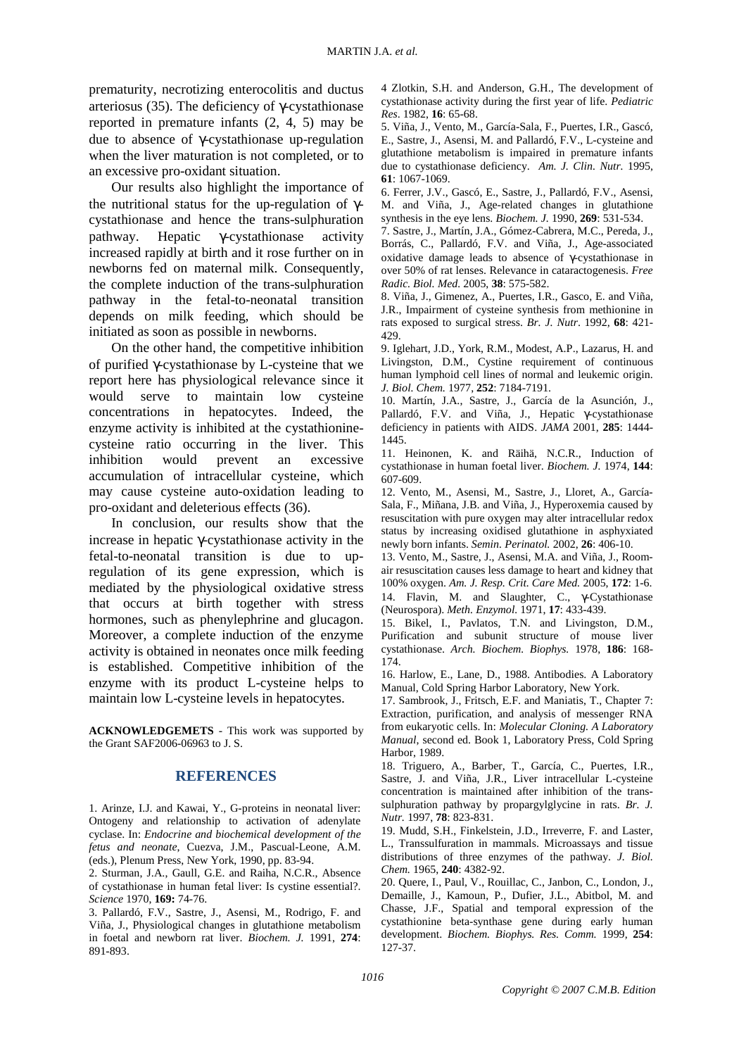prematurity, necrotizing enterocolitis and ductus arteriosus (35). The deficiency of γ-cystathionase reported in premature infants (2, 4, 5) may be due to absence of γ-cystathionase up-regulation when the liver maturation is not completed, or to an excessive pro-oxidant situation.

Our results also highlight the importance of the nutritional status for the up-regulation of γ-cystathionase and hence the trans-sulphuration pathway. Hepatic γ-cystathionase activity increased rapidly at birth and it rose further on in newborns fed on maternal milk. Consequently, the complete induction of the trans-sulphuration pathway in the fetal-to-neonatal transition depends on milk feeding, which should be initiated as soon as possible in newborns.

On the other hand, the competitive inhibition of purified γ-cystathionase by L-cysteine that we report here has physiological relevance since it would serve to maintain low cysteine concentrations in hepatocytes. Indeed, the enzyme activity is inhibited at the cystathionine-cysteine ratio occurring in the liver. This inhibition would prevent an excessive accumulation of intracellular cysteine, which may cause cysteine auto-oxidation leading to pro-oxidant and deleterious effects (36).

In conclusion, our results show that the increase in hepatic γ-cystathionase activity in the fetal-to-neonatal transition is due to up-regulation of its gene expression, which is mediated by the physiological oxidative stress that occurs at birth together with stress hormones, such as phenylephrine and glucagon. Moreover, a complete induction of the enzyme activity is obtained in neonates once milk feeding is established. Competitive inhibition of the enzyme with its product L-cysteine helps to maintain low L-cysteine levels in hepatocytes.

**ACKNOWLEDGEMETS** - This work was supported by the Grant SAF2006-06963 to J. S.

## REFERENCES

1. Arinze, I.J. and Kawai, Y., G-proteins in neonatal liver: Ontogeny and relationship to activation of adenylate cyclase. In: *Endocrine and biochemical development of the fetus and neonate*, Cuezva, J.M., Pascual-Leone, A.M. (eds.), Plenum Press, New York, 1990, pp. 83-94.

2. Sturman, J.A., Gaull, G.E. and Raiha, N.C.R., Absence of cystathionase in human fetal liver: Is cystine essential?. *Science* 1970, **169:** 74-76.

3. Pallardó, F.V., Sastre, J., Asensi, M., Rodrigo, F. and Viña, J., Physiological changes in glutathione metabolism in foetal and newborn rat liver. *Biochem. J.* 1991, **274**: 891-893.

4 Zlotkin, S.H. and Anderson, G.H., The development of cystathionase activity during the first year of life. *Pediatric Res*. 1982, **16**: 65-68.

5. Viña, J., Vento, M., García-Sala, F., Puertes, I.R., Gascó, E., Sastre, J., Asensi, M. and Pallardó, F.V., L-cysteine and glutathione metabolism is impaired in premature infants due to cystathionase deficiency. *Am. J. Clin. Nutr.* 1995, **61**: 1067-1069.

6. Ferrer, J.V., Gascó, E., Sastre, J., Pallardó, F.V., Asensi, M. and Viña, J., Age-related changes in glutathione synthesis in the eye lens. *Biochem. J.* 1990, **269**: 531-534.

7. Sastre, J., Martín, J.A., Gómez-Cabrera, M.C., Pereda, J., Borrás, C., Pallardó, F.V. and Viña, J., Age-associated oxidative damage leads to absence of γ-cystathionase in over 50% of rat lenses. Relevance in cataractogenesis. *Free Radic. Biol. Med.* 2005, **38**: 575-582.

8. Viña, J., Gimenez, A., Puertes, I.R., Gasco, E. and Viña, J.R., Impairment of cysteine synthesis from methionine in rats exposed to surgical stress. *Br. J. Nutr*. 1992, **68**: 421-429.

9. Iglehart, J.D., York, R.M., Modest, A.P., Lazarus, H. and Livingston, D.M., Cystine requirement of continuous human lymphoid cell lines of normal and leukemic origin. *J. Biol. Chem.* 1977, **252**: 7184-7191.

10. Martín, J.A., Sastre, J., García de la Asunción, J., Pallardó, F.V. and Viña, J., Hepatic γ-cystathionase deficiency in patients with AIDS. *JAMA* 2001, **285**: 1444-1445.

11. Heinonen, K. and Räihä, N.C.R., Induction of cystathionase in human foetal liver. *Biochem. J.* 1974, **144**: 607-609.

12. Vento, M., Asensi, M., Sastre, J., Lloret, A., García-Sala, F., Miñana, J.B. and Viña, J., Hyperoxemia caused by resuscitation with pure oxygen may alter intracellular redox status by increasing oxidised glutathione in asphyxiated newly born infants. *Semin. Perinatol.* 2002, **26**: 406-10.

13. Vento, M., Sastre, J., Asensi, M.A. and Viña, J., Room-air resuscitation causes less damage to heart and kidney that 100% oxygen. *Am. J. Resp. Crit. Care Med.* 2005, **172**: 1-6.

14. Flavin, M. and Slaughter, C., γ-Cystathionase (Neurospora). *Meth. Enzymol.* 1971, **17**: 433-439.

15. Bikel, I., Pavlatos, T.N. and Livingston, D.M., Purification and subunit structure of mouse liver cystathionase. *Arch. Biochem. Biophys.* 1978, **186**: 168-174.

16. Harlow, E., Lane, D., 1988. Antibodies. A Laboratory Manual, Cold Spring Harbor Laboratory, New York.

17. Sambrook, J., Fritsch, E.F. and Maniatis, T., Chapter 7: Extraction, purification, and analysis of messenger RNA from eukaryotic cells. In: *Molecular Cloning. A Laboratory Manual*, second ed. Book 1, Laboratory Press, Cold Spring Harbor, 1989.

18. Triguero, A., Barber, T., García, C., Puertes, I.R., Sastre, J. and Viña, J.R., Liver intracellular L-cysteine concentration is maintained after inhibition of the trans-sulphuration pathway by propargylglycine in rats. *Br. J. Nutr.* 1997, **78**: 823-831.

19. Mudd, S.H., Finkelstein, J.D., Irreverre, F. and Laster, L., Transsulfuration in mammals. Microassays and tissue distributions of three enzymes of the pathway. *J. Biol. Chem.* 1965, **240**: 4382-92.

20. Quere, I., Paul, V., Rouillac, C., Janbon, C., London, J., Demaille, J., Kamoun, P., Dufier, J.L., Abitbol, M. and Chasse, J.F., Spatial and temporal expression of the cystathionine beta-synthase gene during early human development. *Biochem. Biophys. Res. Comm.* 1999, **254**: 127-37.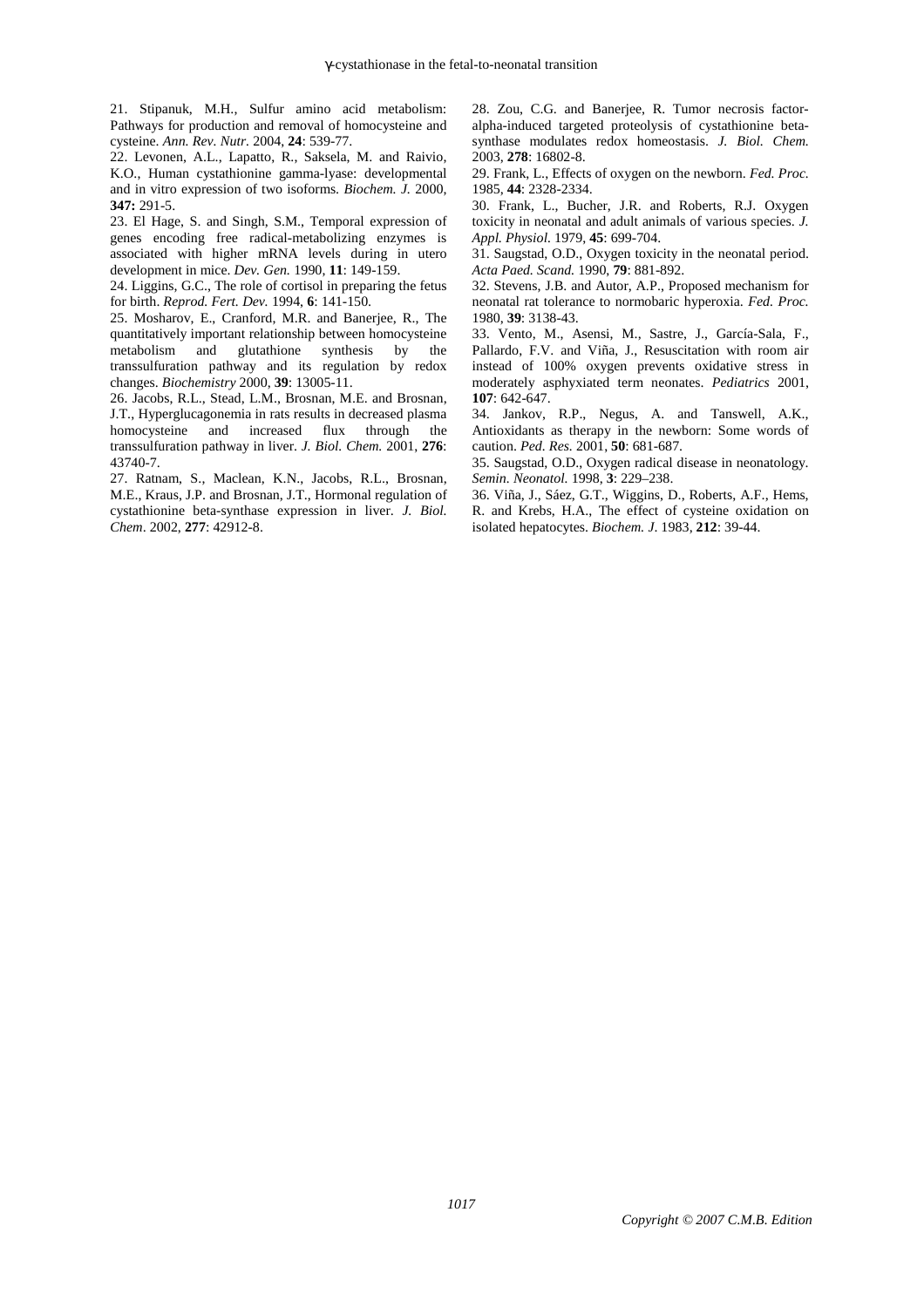21. Stipanuk, M.H., Sulfur amino acid metabolism: Pathways for production and removal of homocysteine and cysteine. *Ann. Rev. Nutr.* 2004, **24**: 539-77.

22. Levonen, A.L., Lapatto, R., Saksela, M. and Raivio, K.O., Human cystathionine gamma-lyase: developmental and in vitro expression of two isoforms. *Biochem. J.* 2000, **347:** 291-5.

23. El Hage, S. and Singh, S.M., Temporal expression of genes encoding free radical-metabolizing enzymes is associated with higher mRNA levels during in utero development in mice. *Dev. Gen.* 1990, **11**: 149-159.

24. Liggins, G.C., The role of cortisol in preparing the fetus for birth. *Reprod. Fert. Dev.* 1994, **6**: 141-150.

25. Mosharov, E., Cranford, M.R. and Banerjee, R., The quantitatively important relationship between homocysteine metabolism and glutathione synthesis by the transsulfuration pathway and its regulation by redox changes. *Biochemistry* 2000, **39**: 13005-11.

26. Jacobs, R.L., Stead, L.M., Brosnan, M.E. and Brosnan, J.T., Hyperglucagonemia in rats results in decreased plasma homocysteine and increased flux through the transsulfuration pathway in liver. *J. Biol. Chem.* 2001, **276**: 43740-7.

27. Ratnam, S., Maclean, K.N., Jacobs, R.L., Brosnan, M.E., Kraus, J.P. and Brosnan, J.T., Hormonal regulation of cystathionine beta-synthase expression in liver. *J. Biol. Chem*. 2002, **277**: 42912-8.

28. Zou, C.G. and Banerjee, R. Tumor necrosis factor-alpha-induced targeted proteolysis of cystathionine beta-synthase modulates redox homeostasis. *J. Biol. Chem.* 2003, **278**: 16802-8.

29. Frank, L., Effects of oxygen on the newborn. *Fed. Proc.* 1985, **44**: 2328-2334.

30. Frank, L., Bucher, J.R. and Roberts, R.J. Oxygen toxicity in neonatal and adult animals of various species. *J. Appl. Physiol.* 1979, **45**: 699-704.

31. Saugstad, O.D., Oxygen toxicity in the neonatal period. *Acta Paed. Scand.* 1990, **79**: 881-892.

32. Stevens, J.B. and Autor, A.P., Proposed mechanism for neonatal rat tolerance to normobaric hyperoxia. *Fed. Proc.* 1980, **39**: 3138-43.

33. Vento, M., Asensi, M., Sastre, J., García-Sala, F., Pallardo, F.V. and Viña, J., Resuscitation with room air instead of 100% oxygen prevents oxidative stress in moderately asphyxiated term neonates. *Pediatrics* 2001, **107**: 642-647.

34. Jankov, R.P., Negus, A. and Tanswell, A.K., Antioxidants as therapy in the newborn: Some words of caution. *Ped. Res.* 2001, **50**: 681-687.

35. Saugstad, O.D., Oxygen radical disease in neonatology. *Semin. Neonatol.* 1998, **3**: 229–238.

36. Viña, J., Sáez, G.T., Wiggins, D., Roberts, A.F., Hems, R. and Krebs, H.A., The effect of cysteine oxidation on isolated hepatocytes. *Biochem. J*. 1983, **212**: 39-44.